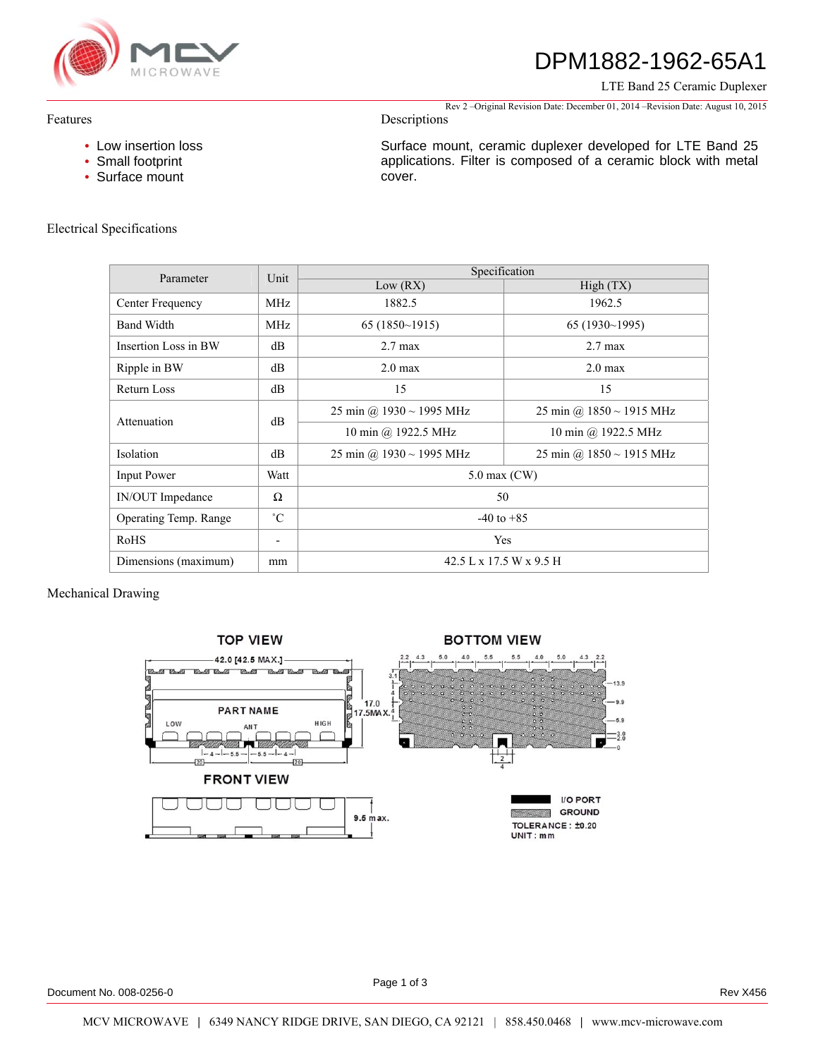# DPM1882-1962-65A1

LTE Band 25 Ceramic Duplexer

Rev 2 –Original Revision Date: December 01, 2014 –Revision Date: August 10, 2015

## Features

- Low insertion loss
- Small footprint
- Surface mount

## Descriptions

Surface mount, ceramic duplexer developed for LTE Band 25 applications. Filter is composed of a ceramic block with metal cover.

## Electrical Specifications

| Parameter | Unit | Specification | |
|---|---|---|---|
| | | Low (RX) | High (TX) |
| Center Frequency | MHz | 1882.5 | 1962.5 |
| Band Width | MHz | 65 (1850~1915) | 65 (1930~1995) |
| Insertion Loss in BW | dB | 2.7 max | 2.7 max |
| Ripple in BW | dB | 2.0 max | 2.0 max |
| Return Loss | dB | 15 | 15 |
| Attenuation | dB | 25 min @ 1930 ~ 1995 MHz | 25 min @ 1850 ~ 1915 MHz |
| | | 10 min @ 1922.5 MHz | 10 min @ 1922.5 MHz |
| Isolation | dB | 25 min @ 1930 ~ 1995 MHz | 25 min @ 1850 ~ 1915 MHz |
| Input Power | Watt | 5.0 max (CW) | |
| IN/OUT Impedance | Ω | 50 | |
| Operating Temp. Range | ˚C | -40 to +85 | |
| RoHS | - | Yes | |
| Dimensions (maximum) | mm | 42.5 L x 17.5 W x 9.5 H | |

## Mechanical Drawing

TOP VIEW

42.0 [42.5 MAX.]

PART NAME

LOW ANT HIGH

17.0 17.5MAX.

BOTTOM VIEW

FRONT VIEW

9.5 max.

I/O PORT

GROUND

TOLERANCE : ±0.20

UNIT : mm

Document No. 008-0256-0

Rev X456

MCV MICROWAVE | 6349 NANCY RIDGE DRIVE, SAN DIEGO, CA 92121 | 858.450.0468 | www.mcv-microwave.com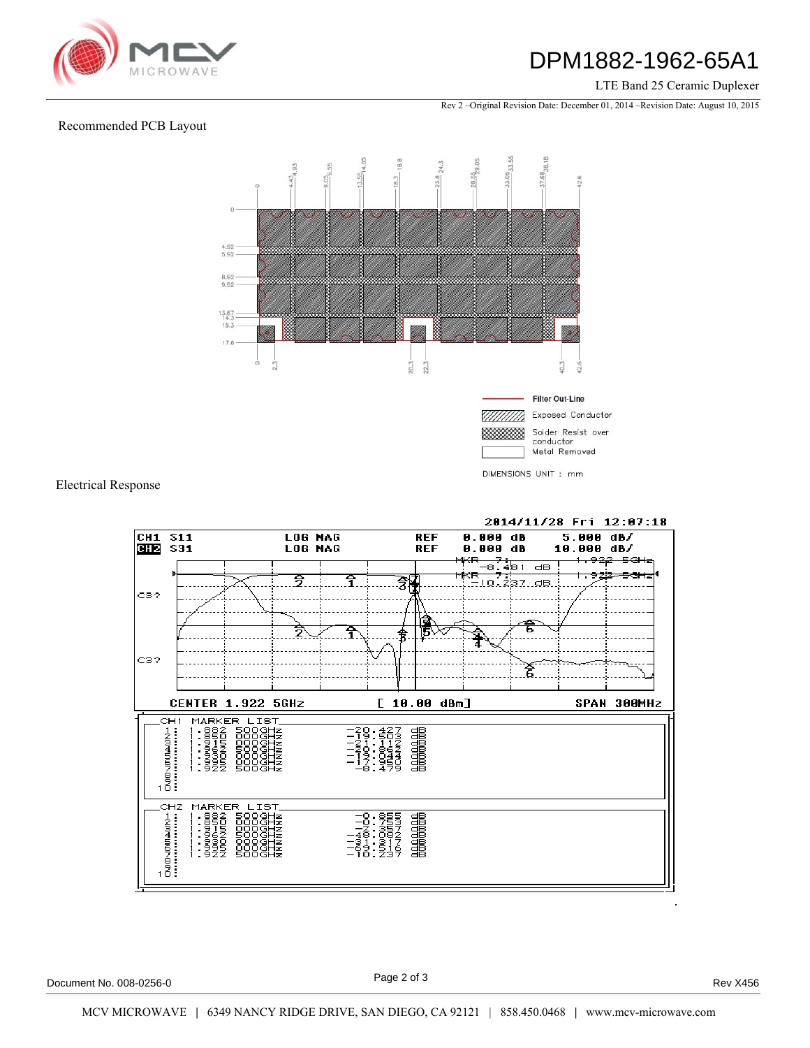Recommended PCB Layout

Filter Out-Line

Exposed Conductor

Solder Resist over conductor

Metal Removed

DIMENSIONS UNIT : mm

Electrical Response

2014/11/28 Fri 12:07:18

CH1 S11 LOG MAG REF 0.000 dB 5.000 dB/

CH2 S31 LOG MAG REF 0.000 dB 10.000 dB/

CENTER 1.922 5GHz [ 10.00 dBm] SPAN 300MHz

CH1 MARKER LIST

| | Frequency | Value |
|---|---|---|
| 1: | 1.882 500GHz | -20.427 dB |
| 2: | 1.850 000GHz | -19.503 dB |
| 3: | 1.915 000GHz | -21.117 dB |
| 4: | 1.962 500GHz | -20.842 dB |
| 5: | 1.930 000GHz | -19.044 dB |
| 6: | 1.995 000GHz | -17.950 dB |
| 7: | 1.922 500GHz | -8.479 dB |
| 8: | | |
| 9: | | |
| 10: | | |

CH2 MARKER LIST

| | Frequency | Value |
|---|---|---|
| 1: | 1.882 500GHz | -0.855 dB |
| 2: | 1.850 000GHz | -0.753 dB |
| 3: | 1.915 000GHz | -2.357 dB |
| 4: | 1.962 500GHz | -48.082 dB |
| 5: | 1.930 000GHz | -31.317 dB |
| 6: | 1.995 000GHz | -53.516 dB |
| 7: | 1.922 500GHz | -10.237 dB |
| 8: | | |
| 9: | | |
| 10: | | |

Document No. 008-0256-0 Rev X456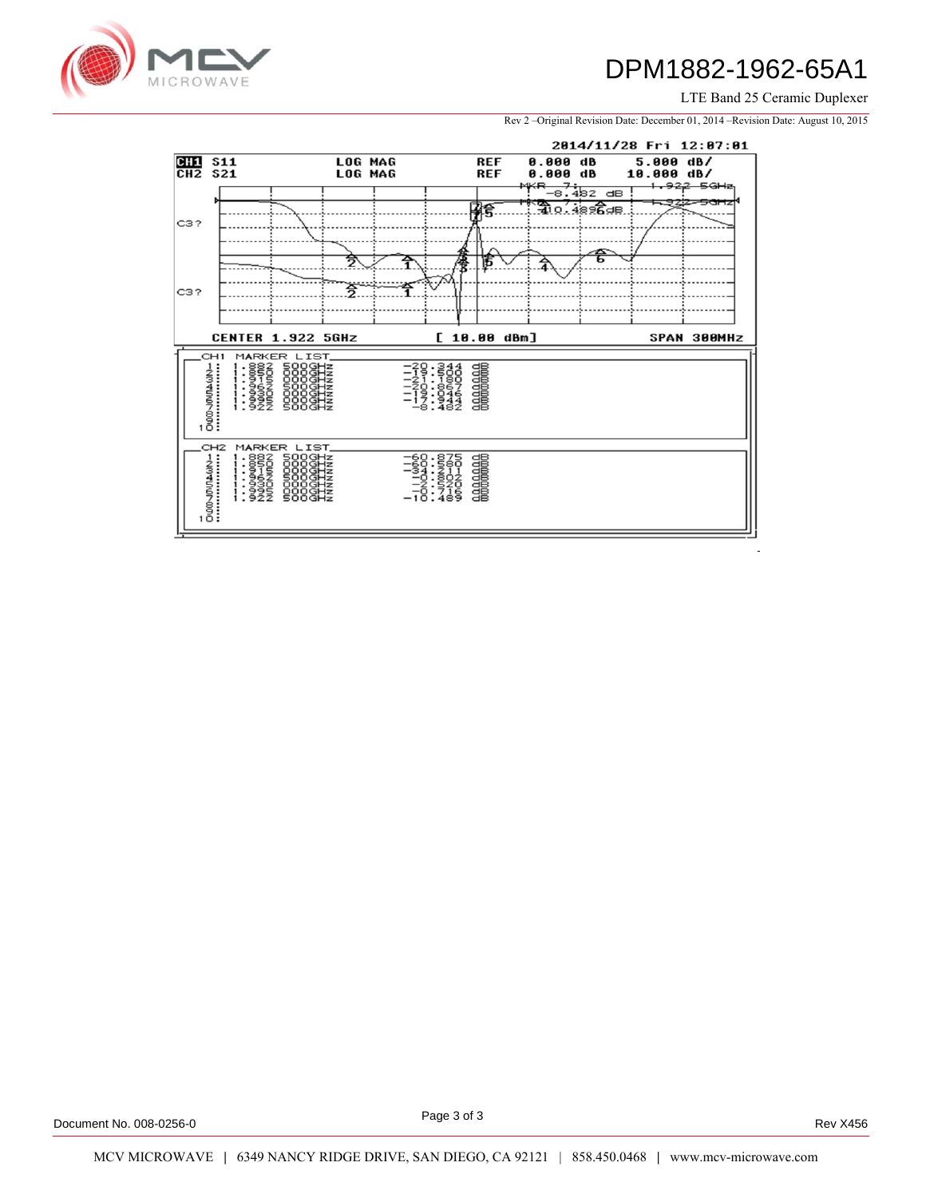# DPM1882-1962-65A1

LTE Band 25 Ceramic Duplexer

Rev 2 –Original Revision Date: December 01, 2014 –Revision Date: August 10, 2015

2014/11/28 Fri 12:07:01

CH1 S11 LOG MAG REF 0.000 dB 5.000 dB/

CH2 S21 LOG MAG REF 0.000 dB 10.000 dB/

MKR 7: -8.482 dB 1.922 5GHz

MKR 7: -10.489 dB 1.922 5GHz

C3?

C3?

CENTER 1.922 5GHz [ 10.00 dBm] SPAN 300MHz

CH1 MARKER LIST

1: 1.882 500GHz -20.344 dB

2: 1.850 000GHz -19.500 dB

3: 1.915 000GHz -21.180 dB

4: 1.962 500GHz -20.867 dB

5: 1.930 000GHz -19.046 dB

6: 1.995 000GHz -17.944 dB

7: 1.922 500GHz -8.482 dB

8:

9:

10:

CH2 MARKER LIST

1: 1.882 500GHz -60.875 dB

2: 1.850 000GHz -60.580 dB

3: 1.915 000GHz -34.211 dB

4: 1.962 500GHz -0.802 dB

5: 1.930 000GHz -2.520 dB

6: 1.995 000GHz -0.716 dB

7: 1.922 500GHz -10.489 dB

8:

9:

10:

Document No. 008-0256-0

Rev X456

MCV MICROWAVE | 6349 NANCY RIDGE DRIVE, SAN DIEGO, CA 92121 | 858.450.0468 | www.mcv-microwave.com